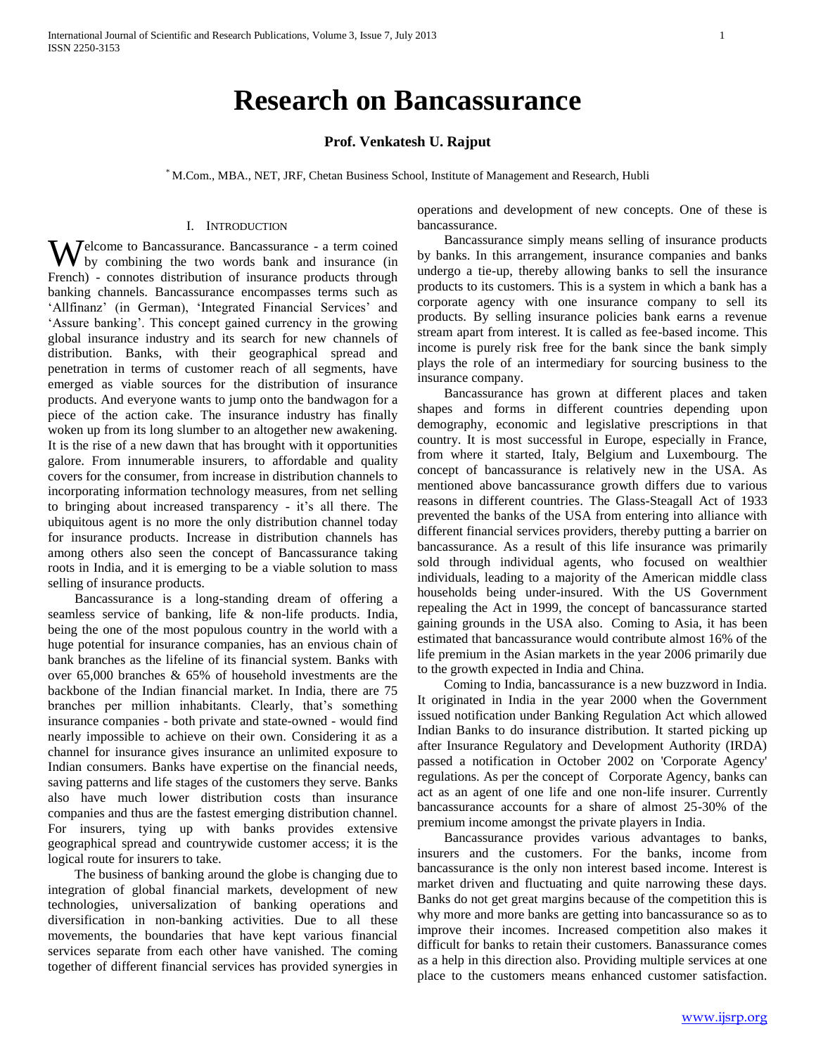# Research on Bancassurance

**Prof. Venkatesh U. Rajput**

[*] M.Com., MBA., NET, JRF, Chetan Business School, Institute of Management and Research, Hubli

## I. Introduction

Welcome to Bancassurance. Bancassurance - a term coined by combining the two words bank and insurance (in French) - connotes distribution of insurance products through banking channels. Bancassurance encompasses terms such as 'Allfinanz' (in German), 'Integrated Financial Services' and 'Assure banking'. This concept gained currency in the growing global insurance industry and its search for new channels of distribution. Banks, with their geographical spread and penetration in terms of customer reach of all segments, have emerged as viable sources for the distribution of insurance products. And everyone wants to jump onto the bandwagon for a piece of the action cake. The insurance industry has finally woken up from its long slumber to an altogether new awakening. It is the rise of a new dawn that has brought with it opportunities galore. From innumerable insurers, to affordable and quality covers for the consumer, from increase in distribution channels to incorporating information technology measures, from net selling to bringing about increased transparency - it's all there. The ubiquitous agent is no more the only distribution channel today for insurance products. Increase in distribution channels has among others also seen the concept of Bancassurance taking roots in India, and it is emerging to be a viable solution to mass selling of insurance products.

Bancassurance is a long-standing dream of offering a seamless service of banking, life & non-life products. India, being the one of the most populous country in the world with a huge potential for insurance companies, has an envious chain of bank branches as the lifeline of its financial system. Banks with over 65,000 branches & 65% of household investments are the backbone of the Indian financial market. In India, there are 75 branches per million inhabitants. Clearly, that's something insurance companies - both private and state-owned - would find nearly impossible to achieve on their own. Considering it as a channel for insurance gives insurance an unlimited exposure to Indian consumers. Banks have expertise on the financial needs, saving patterns and life stages of the customers they serve. Banks also have much lower distribution costs than insurance companies and thus are the fastest emerging distribution channel. For insurers, tying up with banks provides extensive geographical spread and countrywide customer access; it is the logical route for insurers to take.

The business of banking around the globe is changing due to integration of global financial markets, development of new technologies, universalization of banking operations and diversification in non-banking activities. Due to all these movements, the boundaries that have kept various financial services separate from each other have vanished. The coming together of different financial services has provided synergies in operations and development of new concepts. One of these is bancassurance.

Bancassurance simply means selling of insurance products by banks. In this arrangement, insurance companies and banks undergo a tie-up, thereby allowing banks to sell the insurance products to its customers. This is a system in which a bank has a corporate agency with one insurance company to sell its products. By selling insurance policies bank earns a revenue stream apart from interest. It is called as fee-based income. This income is purely risk free for the bank since the bank simply plays the role of an intermediary for sourcing business to the insurance company.

Bancassurance has grown at different places and taken shapes and forms in different countries depending upon demography, economic and legislative prescriptions in that country. It is most successful in Europe, especially in France, from where it started, Italy, Belgium and Luxembourg. The concept of bancassurance is relatively new in the USA. As mentioned above bancassurance growth differs due to various reasons in different countries. The Glass-Steagall Act of 1933 prevented the banks of the USA from entering into alliance with different financial services providers, thereby putting a barrier on bancassurance. As a result of this life insurance was primarily sold through individual agents, who focused on wealthier individuals, leading to a majority of the American middle class households being under-insured. With the US Government repealing the Act in 1999, the concept of bancassurance started gaining grounds in the USA also. Coming to Asia, it has been estimated that bancassurance would contribute almost 16% of the life premium in the Asian markets in the year 2006 primarily due to the growth expected in India and China.

Coming to India, bancassurance is a new buzzword in India. It originated in India in the year 2000 when the Government issued notification under Banking Regulation Act which allowed Indian Banks to do insurance distribution. It started picking up after Insurance Regulatory and Development Authority (IRDA) passed a notification in October 2002 on 'Corporate Agency' regulations. As per the concept of Corporate Agency, banks can act as an agent of one life and one non-life insurer. Currently bancassurance accounts for a share of almost 25-30% of the premium income amongst the private players in India.

Bancassurance provides various advantages to banks, insurers and the customers. For the banks, income from bancassurance is the only non interest based income. Interest is market driven and fluctuating and quite narrowing these days. Banks do not get great margins because of the competition this is why more and more banks are getting into bancassurance so as to improve their incomes. Increased competition also makes it difficult for banks to retain their customers. Banassurance comes as a help in this direction also. Providing multiple services at one place to the customers means enhanced customer satisfaction.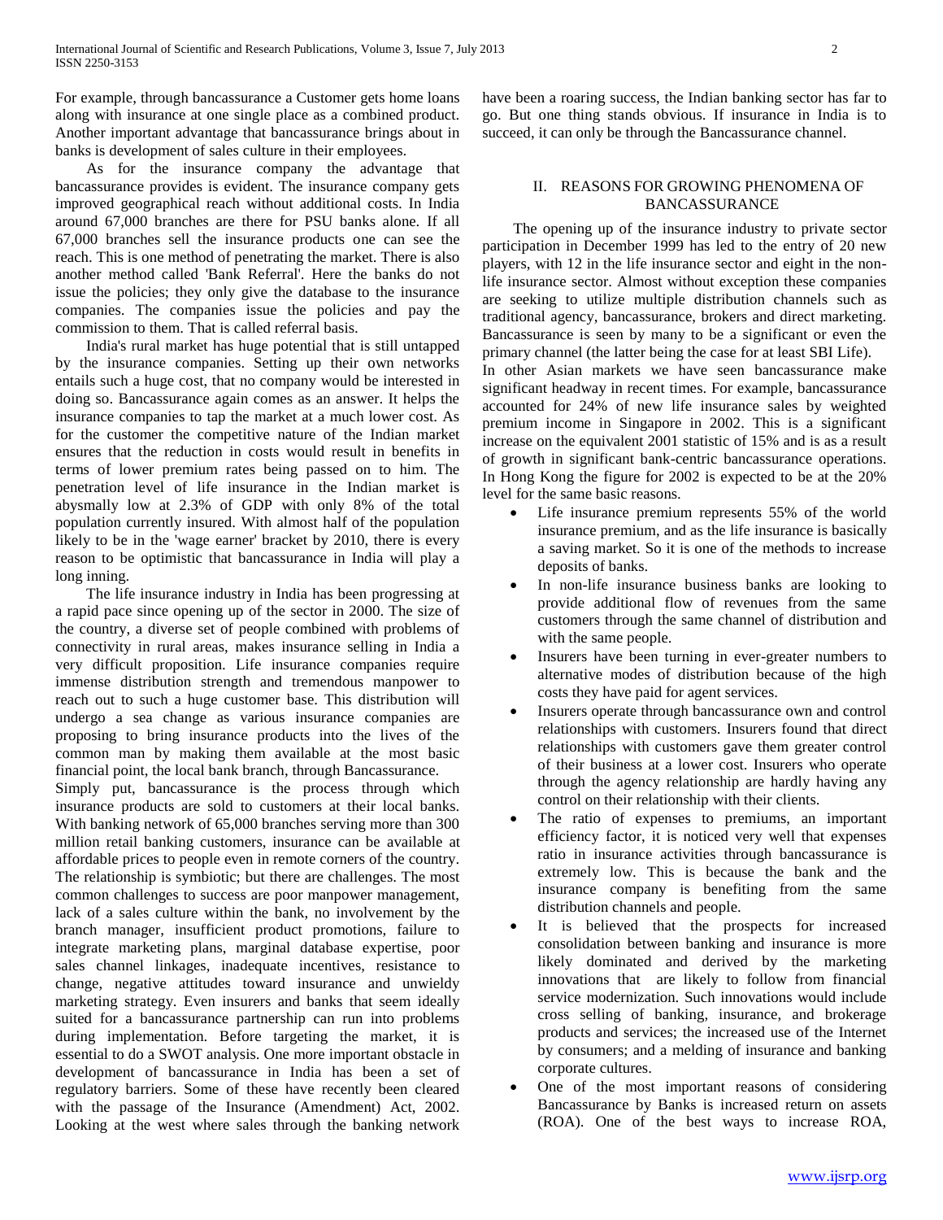For example, through bancassurance a Customer gets home loans along with insurance at one single place as a combined product. Another important advantage that bancassurance brings about in banks is development of sales culture in their employees.

As for the insurance company the advantage that bancassurance provides is evident. The insurance company gets improved geographical reach without additional costs. In India around 67,000 branches are there for PSU banks alone. If all 67,000 branches sell the insurance products one can see the reach. This is one method of penetrating the market. There is also another method called 'Bank Referral'. Here the banks do not issue the policies; they only give the database to the insurance companies. The companies issue the policies and pay the commission to them. That is called referral basis.

India's rural market has huge potential that is still untapped by the insurance companies. Setting up their own networks entails such a huge cost, that no company would be interested in doing so. Bancassurance again comes as an answer. It helps the insurance companies to tap the market at a much lower cost. As for the customer the competitive nature of the Indian market ensures that the reduction in costs would result in benefits in terms of lower premium rates being passed on to him. The penetration level of life insurance in the Indian market is abysmally low at 2.3% of GDP with only 8% of the total population currently insured. With almost half of the population likely to be in the 'wage earner' bracket by 2010, there is every reason to be optimistic that bancassurance in India will play a long inning.

The life insurance industry in India has been progressing at a rapid pace since opening up of the sector in 2000. The size of the country, a diverse set of people combined with problems of connectivity in rural areas, makes insurance selling in India a very difficult proposition. Life insurance companies require immense distribution strength and tremendous manpower to reach out to such a huge customer base. This distribution will undergo a sea change as various insurance companies are proposing to bring insurance products into the lives of the common man by making them available at the most basic financial point, the local bank branch, through Bancassurance.

Simply put, bancassurance is the process through which insurance products are sold to customers at their local banks. With banking network of 65,000 branches serving more than 300 million retail banking customers, insurance can be available at affordable prices to people even in remote corners of the country. The relationship is symbiotic; but there are challenges. The most common challenges to success are poor manpower management, lack of a sales culture within the bank, no involvement by the branch manager, insufficient product promotions, failure to integrate marketing plans, marginal database expertise, poor sales channel linkages, inadequate incentives, resistance to change, negative attitudes toward insurance and unwieldy marketing strategy. Even insurers and banks that seem ideally suited for a bancassurance partnership can run into problems during implementation. Before targeting the market, it is essential to do a SWOT analysis. One more important obstacle in development of bancassurance in India has been a set of regulatory barriers. Some of these have recently been cleared with the passage of the Insurance (Amendment) Act, 2002. Looking at the west where sales through the banking network have been a roaring success, the Indian banking sector has far to go. But one thing stands obvious. If insurance in India is to succeed, it can only be through the Bancassurance channel.

## II. REASONS FOR GROWING PHENOMENA OF BANCASSURANCE

The opening up of the insurance industry to private sector participation in December 1999 has led to the entry of 20 new players, with 12 in the life insurance sector and eight in the non-life insurance sector. Almost without exception these companies are seeking to utilize multiple distribution channels such as traditional agency, bancassurance, brokers and direct marketing. Bancassurance is seen by many to be a significant or even the primary channel (the latter being the case for at least SBI Life).

In other Asian markets we have seen bancassurance make significant headway in recent times. For example, bancassurance accounted for 24% of new life insurance sales by weighted premium income in Singapore in 2002. This is a significant increase on the equivalent 2001 statistic of 15% and is as a result of growth in significant bank-centric bancassurance operations. In Hong Kong the figure for 2002 is expected to be at the 20% level for the same basic reasons.

- Life insurance premium represents 55% of the world insurance premium, and as the life insurance is basically a saving market. So it is one of the methods to increase deposits of banks.
- In non-life insurance business banks are looking to provide additional flow of revenues from the same customers through the same channel of distribution and with the same people.
- Insurers have been turning in ever-greater numbers to alternative modes of distribution because of the high costs they have paid for agent services.
- Insurers operate through bancassurance own and control relationships with customers. Insurers found that direct relationships with customers gave them greater control of their business at a lower cost. Insurers who operate through the agency relationship are hardly having any control on their relationship with their clients.
- The ratio of expenses to premiums, an important efficiency factor, it is noticed very well that expenses ratio in insurance activities through bancassurance is extremely low. This is because the bank and the insurance company is benefiting from the same distribution channels and people.
- It is believed that the prospects for increased consolidation between banking and insurance is more likely dominated and derived by the marketing innovations that are likely to follow from financial service modernization. Such innovations would include cross selling of banking, insurance, and brokerage products and services; the increased use of the Internet by consumers; and a melding of insurance and banking corporate cultures.
- One of the most important reasons of considering Bancassurance by Banks is increased return on assets (ROA). One of the best ways to increase ROA,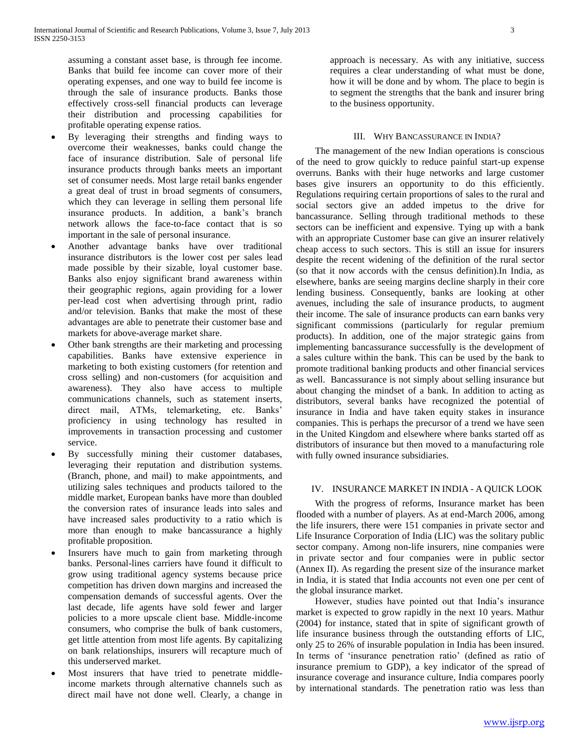assuming a constant asset base, is through fee income. Banks that build fee income can cover more of their operating expenses, and one way to build fee income is through the sale of insurance products. Banks those effectively cross-sell financial products can leverage their distribution and processing capabilities for profitable operating expense ratios.

- By leveraging their strengths and finding ways to overcome their weaknesses, banks could change the face of insurance distribution. Sale of personal life insurance products through banks meets an important set of consumer needs. Most large retail banks engender a great deal of trust in broad segments of consumers, which they can leverage in selling them personal life insurance products. In addition, a bank's branch network allows the face-to-face contact that is so important in the sale of personal insurance.
- Another advantage banks have over traditional insurance distributors is the lower cost per sales lead made possible by their sizable, loyal customer base. Banks also enjoy significant brand awareness within their geographic regions, again providing for a lower per-lead cost when advertising through print, radio and/or television. Banks that make the most of these advantages are able to penetrate their customer base and markets for above-average market share.
- Other bank strengths are their marketing and processing capabilities. Banks have extensive experience in marketing to both existing customers (for retention and cross selling) and non-customers (for acquisition and awareness). They also have access to multiple communications channels, such as statement inserts, direct mail, ATMs, telemarketing, etc. Banks' proficiency in using technology has resulted in improvements in transaction processing and customer service.
- By successfully mining their customer databases, leveraging their reputation and distribution systems. (Branch, phone, and mail) to make appointments, and utilizing sales techniques and products tailored to the middle market, European banks have more than doubled the conversion rates of insurance leads into sales and have increased sales productivity to a ratio which is more than enough to make bancassurance a highly profitable proposition.
- Insurers have much to gain from marketing through banks. Personal-lines carriers have found it difficult to grow using traditional agency systems because price competition has driven down margins and increased the compensation demands of successful agents. Over the last decade, life agents have sold fewer and larger policies to a more upscale client base. Middle-income consumers, who comprise the bulk of bank customers, get little attention from most life agents. By capitalizing on bank relationships, insurers will recapture much of this underserved market.
- Most insurers that have tried to penetrate middle-income markets through alternative channels such as direct mail have not done well. Clearly, a change in approach is necessary. As with any initiative, success requires a clear understanding of what must be done, how it will be done and by whom. The place to begin is to segment the strengths that the bank and insurer bring to the business opportunity.

## III. Why Bancassurance in India?

The management of the new Indian operations is conscious of the need to grow quickly to reduce painful start-up expense overruns. Banks with their huge networks and large customer bases give insurers an opportunity to do this efficiently. Regulations requiring certain proportions of sales to the rural and social sectors give an added impetus to the drive for bancassurance. Selling through traditional methods to these sectors can be inefficient and expensive. Tying up with a bank with an appropriate Customer base can give an insurer relatively cheap access to such sectors. This is still an issue for insurers despite the recent widening of the definition of the rural sector (so that it now accords with the census definition).In India, as elsewhere, banks are seeing margins decline sharply in their core lending business. Consequently, banks are looking at other avenues, including the sale of insurance products, to augment their income. The sale of insurance products can earn banks very significant commissions (particularly for regular premium products). In addition, one of the major strategic gains from implementing bancassurance successfully is the development of a sales culture within the bank. This can be used by the bank to promote traditional banking products and other financial services as well. Bancassurance is not simply about selling insurance but about changing the mindset of a bank. In addition to acting as distributors, several banks have recognized the potential of insurance in India and have taken equity stakes in insurance companies. This is perhaps the precursor of a trend we have seen in the United Kingdom and elsewhere where banks started off as distributors of insurance but then moved to a manufacturing role with fully owned insurance subsidiaries.

## IV. Insurance Market in India - A Quick Look

With the progress of reforms, Insurance market has been flooded with a number of players. As at end-March 2006, among the life insurers, there were 151 companies in private sector and Life Insurance Corporation of India (LIC) was the solitary public sector company. Among non-life insurers, nine companies were in private sector and four companies were in public sector (Annex II). As regarding the present size of the insurance market in India, it is stated that India accounts not even one per cent of the global insurance market.

However, studies have pointed out that India's insurance market is expected to grow rapidly in the next 10 years. Mathur (2004) for instance, stated that in spite of significant growth of life insurance business through the outstanding efforts of LIC, only 25 to 26% of insurable population in India has been insured. In terms of 'insurance penetration ratio' (defined as ratio of insurance premium to GDP), a key indicator of the spread of insurance coverage and insurance culture, India compares poorly by international standards. The penetration ratio was less than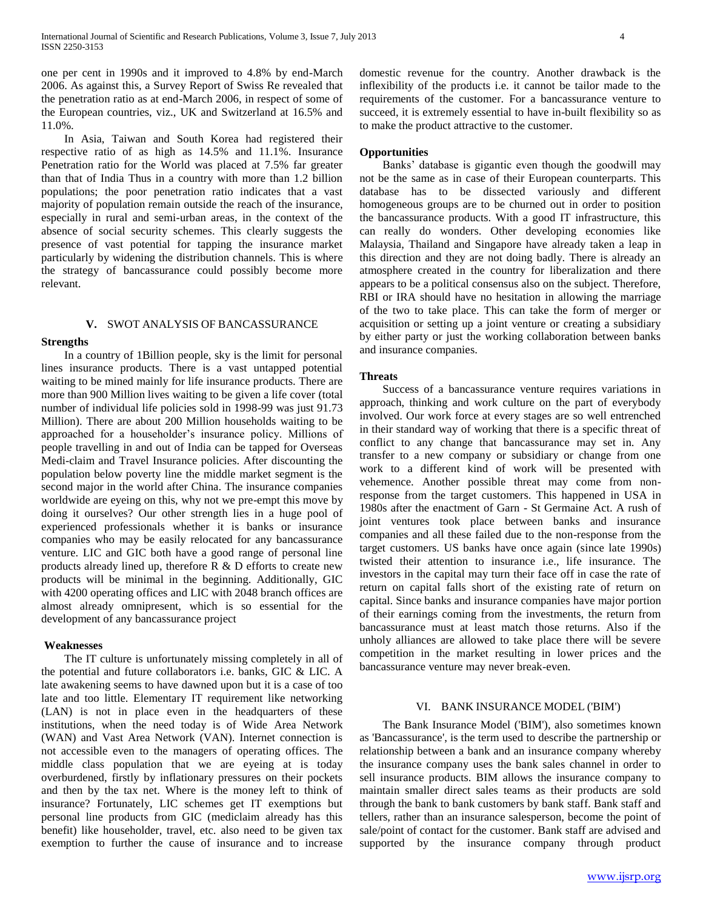one per cent in 1990s and it improved to 4.8% by end-March 2006. As against this, a Survey Report of Swiss Re revealed that the penetration ratio as at end-March 2006, in respect of some of the European countries, viz., UK and Switzerland at 16.5% and 11.0%.

In Asia, Taiwan and South Korea had registered their respective ratio of as high as 14.5% and 11.1%. Insurance Penetration ratio for the World was placed at 7.5% far greater than that of India Thus in a country with more than 1.2 billion populations; the poor penetration ratio indicates that a vast majority of population remain outside the reach of the insurance, especially in rural and semi-urban areas, in the context of the absence of social security schemes. This clearly suggests the presence of vast potential for tapping the insurance market particularly by widening the distribution channels. This is where the strategy of bancassurance could possibly become more relevant.

## V. SWOT ANALYSIS OF BANCASSURANCE

### Strengths

In a country of 1Billion people, sky is the limit for personal lines insurance products. There is a vast untapped potential waiting to be mined mainly for life insurance products. There are more than 900 Million lives waiting to be given a life cover (total number of individual life policies sold in 1998-99 was just 91.73 Million). There are about 200 Million households waiting to be approached for a householder's insurance policy. Millions of people travelling in and out of India can be tapped for Overseas Medi-claim and Travel Insurance policies. After discounting the population below poverty line the middle market segment is the second major in the world after China. The insurance companies worldwide are eyeing on this, why not we pre-empt this move by doing it ourselves? Our other strength lies in a huge pool of experienced professionals whether it is banks or insurance companies who may be easily relocated for any bancassurance venture. LIC and GIC both have a good range of personal line products already lined up, therefore R & D efforts to create new products will be minimal in the beginning. Additionally, GIC with 4200 operating offices and LIC with 2048 branch offices are almost already omnipresent, which is so essential for the development of any bancassurance project

### Weaknesses

The IT culture is unfortunately missing completely in all of the potential and future collaborators i.e. banks, GIC & LIC. A late awakening seems to have dawned upon but it is a case of too late and too little. Elementary IT requirement like networking (LAN) is not in place even in the headquarters of these institutions, when the need today is of Wide Area Network (WAN) and Vast Area Network (VAN). Internet connection is not accessible even to the managers of operating offices. The middle class population that we are eyeing at is today overburdened, firstly by inflationary pressures on their pockets and then by the tax net. Where is the money left to think of insurance? Fortunately, LIC schemes get IT exemptions but personal line products from GIC (mediclaim already has this benefit) like householder, travel, etc. also need to be given tax exemption to further the cause of insurance and to increase domestic revenue for the country. Another drawback is the inflexibility of the products i.e. it cannot be tailor made to the requirements of the customer. For a bancassurance venture to succeed, it is extremely essential to have in-built flexibility so as to make the product attractive to the customer.

### Opportunities

Banks' database is gigantic even though the goodwill may not be the same as in case of their European counterparts. This database has to be dissected variously and different homogeneous groups are to be churned out in order to position the bancassurance products. With a good IT infrastructure, this can really do wonders. Other developing economies like Malaysia, Thailand and Singapore have already taken a leap in this direction and they are not doing badly. There is already an atmosphere created in the country for liberalization and there appears to be a political consensus also on the subject. Therefore, RBI or IRA should have no hesitation in allowing the marriage of the two to take place. This can take the form of merger or acquisition or setting up a joint venture or creating a subsidiary by either party or just the working collaboration between banks and insurance companies.

### Threats

Success of a bancassurance venture requires variations in approach, thinking and work culture on the part of everybody involved. Our work force at every stages are so well entrenched in their standard way of working that there is a specific threat of conflict to any change that bancassurance may set in. Any transfer to a new company or subsidiary or change from one work to a different kind of work will be presented with vehemence. Another possible threat may come from non-response from the target customers. This happened in USA in 1980s after the enactment of Garn - St Germaine Act. A rush of joint ventures took place between banks and insurance companies and all these failed due to the non-response from the target customers. US banks have once again (since late 1990s) twisted their attention to insurance i.e., life insurance. The investors in the capital may turn their face off in case the rate of return on capital falls short of the existing rate of return on capital. Since banks and insurance companies have major portion of their earnings coming from the investments, the return from bancassurance must at least match those returns. Also if the unholy alliances are allowed to take place there will be severe competition in the market resulting in lower prices and the bancassurance venture may never break-even.

## VI. BANK INSURANCE MODEL ('BIM')

The Bank Insurance Model ('BIM'), also sometimes known as 'Bancassurance', is the term used to describe the partnership or relationship between a bank and an insurance company whereby the insurance company uses the bank sales channel in order to sell insurance products. BIM allows the insurance company to maintain smaller direct sales teams as their products are sold through the bank to bank customers by bank staff. Bank staff and tellers, rather than an insurance salesperson, become the point of sale/point of contact for the customer. Bank staff are advised and supported by the insurance company through product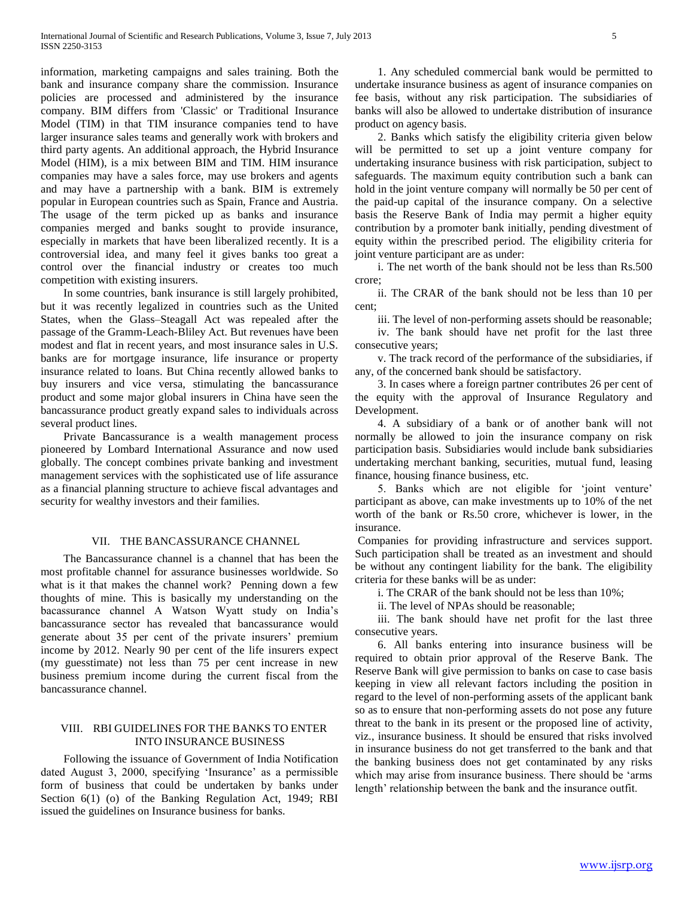information, marketing campaigns and sales training. Both the bank and insurance company share the commission. Insurance policies are processed and administered by the insurance company. BIM differs from 'Classic' or Traditional Insurance Model (TIM) in that TIM insurance companies tend to have larger insurance sales teams and generally work with brokers and third party agents. An additional approach, the Hybrid Insurance Model (HIM), is a mix between BIM and TIM. HIM insurance companies may have a sales force, may use brokers and agents and may have a partnership with a bank. BIM is extremely popular in European countries such as Spain, France and Austria. The usage of the term picked up as banks and insurance companies merged and banks sought to provide insurance, especially in markets that have been liberalized recently. It is a controversial idea, and many feel it gives banks too great a control over the financial industry or creates too much competition with existing insurers.

In some countries, bank insurance is still largely prohibited, but it was recently legalized in countries such as the United States, when the Glass–Steagall Act was repealed after the passage of the Gramm-Leach-Bliley Act. But revenues have been modest and flat in recent years, and most insurance sales in U.S. banks are for mortgage insurance, life insurance or property insurance related to loans. But China recently allowed banks to buy insurers and vice versa, stimulating the bancassurance product and some major global insurers in China have seen the bancassurance product greatly expand sales to individuals across several product lines.

Private Bancassurance is a wealth management process pioneered by Lombard International Assurance and now used globally. The concept combines private banking and investment management services with the sophisticated use of life assurance as a financial planning structure to achieve fiscal advantages and security for wealthy investors and their families.

## VII. THE BANCASSURANCE CHANNEL

The Bancassurance channel is a channel that has been the most profitable channel for assurance businesses worldwide. So what is it that makes the channel work? Penning down a few thoughts of mine. This is basically my understanding on the bacassurance channel A Watson Wyatt study on India's bancassurance sector has revealed that bancassurance would generate about 35 per cent of the private insurers' premium income by 2012. Nearly 90 per cent of the life insurers expect (my guesstimate) not less than 75 per cent increase in new business premium income during the current fiscal from the bancassurance channel.

## VIII. RBI GUIDELINES FOR THE BANKS TO ENTER INTO INSURANCE BUSINESS

Following the issuance of Government of India Notification dated August 3, 2000, specifying 'Insurance' as a permissible form of business that could be undertaken by banks under Section 6(1) (o) of the Banking Regulation Act, 1949; RBI issued the guidelines on Insurance business for banks.

1. Any scheduled commercial bank would be permitted to undertake insurance business as agent of insurance companies on fee basis, without any risk participation. The subsidiaries of banks will also be allowed to undertake distribution of insurance product on agency basis.

2. Banks which satisfy the eligibility criteria given below will be permitted to set up a joint venture company for undertaking insurance business with risk participation, subject to safeguards. The maximum equity contribution such a bank can hold in the joint venture company will normally be 50 per cent of the paid-up capital of the insurance company. On a selective basis the Reserve Bank of India may permit a higher equity contribution by a promoter bank initially, pending divestment of equity within the prescribed period. The eligibility criteria for joint venture participant are as under:

i. The net worth of the bank should not be less than Rs.500 crore;

ii. The CRAR of the bank should not be less than 10 per cent;

iii. The level of non-performing assets should be reasonable;

iv. The bank should have net profit for the last three consecutive years;

v. The track record of the performance of the subsidiaries, if any, of the concerned bank should be satisfactory.

3. In cases where a foreign partner contributes 26 per cent of the equity with the approval of Insurance Regulatory and Development.

4. A subsidiary of a bank or of another bank will not normally be allowed to join the insurance company on risk participation basis. Subsidiaries would include bank subsidiaries undertaking merchant banking, securities, mutual fund, leasing finance, housing finance business, etc.

5. Banks which are not eligible for 'joint venture' participant as above, can make investments up to 10% of the net worth of the bank or Rs.50 crore, whichever is lower, in the insurance.

Companies for providing infrastructure and services support. Such participation shall be treated as an investment and should be without any contingent liability for the bank. The eligibility criteria for these banks will be as under:

i. The CRAR of the bank should not be less than 10%;

ii. The level of NPAs should be reasonable;

iii. The bank should have net profit for the last three consecutive years.

6. All banks entering into insurance business will be required to obtain prior approval of the Reserve Bank. The Reserve Bank will give permission to banks on case to case basis keeping in view all relevant factors including the position in regard to the level of non-performing assets of the applicant bank so as to ensure that non-performing assets do not pose any future threat to the bank in its present or the proposed line of activity, viz., insurance business. It should be ensured that risks involved in insurance business do not get transferred to the bank and that the banking business does not get contaminated by any risks which may arise from insurance business. There should be 'arms length' relationship between the bank and the insurance outfit.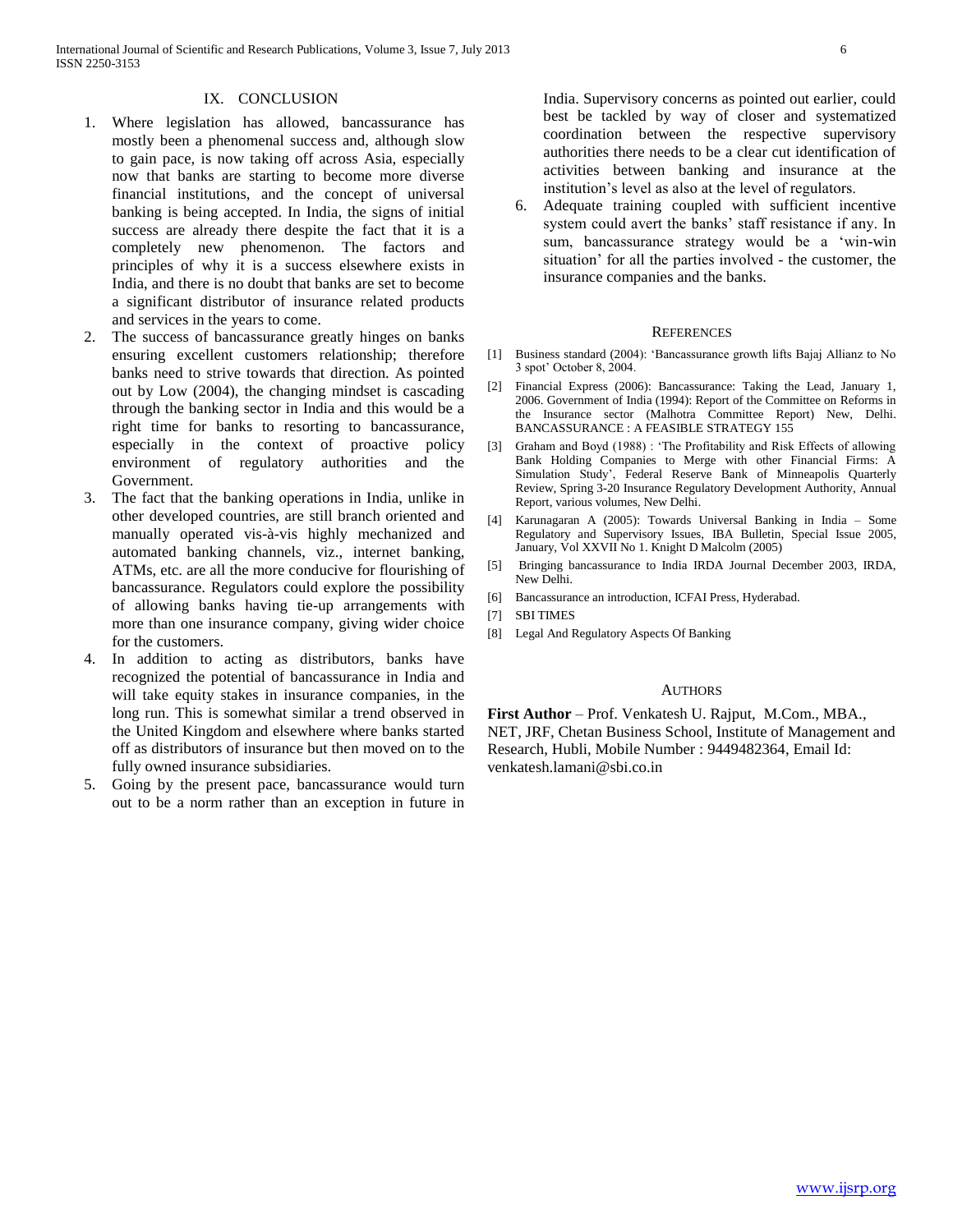## IX. CONCLUSION

1. Where legislation has allowed, bancassurance has mostly been a phenomenal success and, although slow to gain pace, is now taking off across Asia, especially now that banks are starting to become more diverse financial institutions, and the concept of universal banking is being accepted. In India, the signs of initial success are already there despite the fact that it is a completely new phenomenon. The factors and principles of why it is a success elsewhere exists in India, and there is no doubt that banks are set to become a significant distributor of insurance related products and services in the years to come.
2. The success of bancassurance greatly hinges on banks ensuring excellent customers relationship; therefore banks need to strive towards that direction. As pointed out by Low (2004), the changing mindset is cascading through the banking sector in India and this would be a right time for banks to resorting to bancassurance, especially in the context of proactive policy environment of regulatory authorities and the Government.
3. The fact that the banking operations in India, unlike in other developed countries, are still branch oriented and manually operated vis-à-vis highly mechanized and automated banking channels, viz., internet banking, ATMs, etc. are all the more conducive for flourishing of bancassurance. Regulators could explore the possibility of allowing banks having tie-up arrangements with more than one insurance company, giving wider choice for the customers.
4. In addition to acting as distributors, banks have recognized the potential of bancassurance in India and will take equity stakes in insurance companies, in the long run. This is somewhat similar a trend observed in the United Kingdom and elsewhere where banks started off as distributors of insurance but then moved on to the fully owned insurance subsidiaries.
5. Going by the present pace, bancassurance would turn out to be a norm rather than an exception in future in India. Supervisory concerns as pointed out earlier, could best be tackled by way of closer and systematized coordination between the respective supervisory authorities there needs to be a clear cut identification of activities between banking and insurance at the institution's level as also at the level of regulators.
6. Adequate training coupled with sufficient incentive system could avert the banks' staff resistance if any. In sum, bancassurance strategy would be a 'win-win situation' for all the parties involved - the customer, the insurance companies and the banks.

## REFERENCES

[1] Business standard (2004): 'Bancassurance growth lifts Bajaj Allianz to No 3 spot' October 8, 2004.

[2] Financial Express (2006): Bancassurance: Taking the Lead, January 1, 2006. Government of India (1994): Report of the Committee on Reforms in the Insurance sector (Malhotra Committee Report) New, Delhi. BANCASSURANCE : A FEASIBLE STRATEGY 155

[3] Graham and Boyd (1988) : 'The Profitability and Risk Effects of allowing Bank Holding Companies to Merge with other Financial Firms: A Simulation Study', Federal Reserve Bank of Minneapolis Quarterly Review, Spring 3-20 Insurance Regulatory Development Authority, Annual Report, various volumes, New Delhi.

[4] Karunagaran A (2005): Towards Universal Banking in India – Some Regulatory and Supervisory Issues, IBA Bulletin, Special Issue 2005, January, Vol XXVII No 1. Knight D Malcolm (2005)

[5] Bringing bancassurance to India IRDA Journal December 2003, IRDA, New Delhi.

[6] Bancassurance an introduction, ICFAI Press, Hyderabad.

[7] SBI TIMES

[8] Legal And Regulatory Aspects Of Banking

## AUTHORS

**First Author** – Prof. Venkatesh U. Rajput, M.Com., MBA., NET, JRF, Chetan Business School, Institute of Management and Research, Hubli, Mobile Number : 9449482364, Email Id: venkatesh.lamani@sbi.co.in